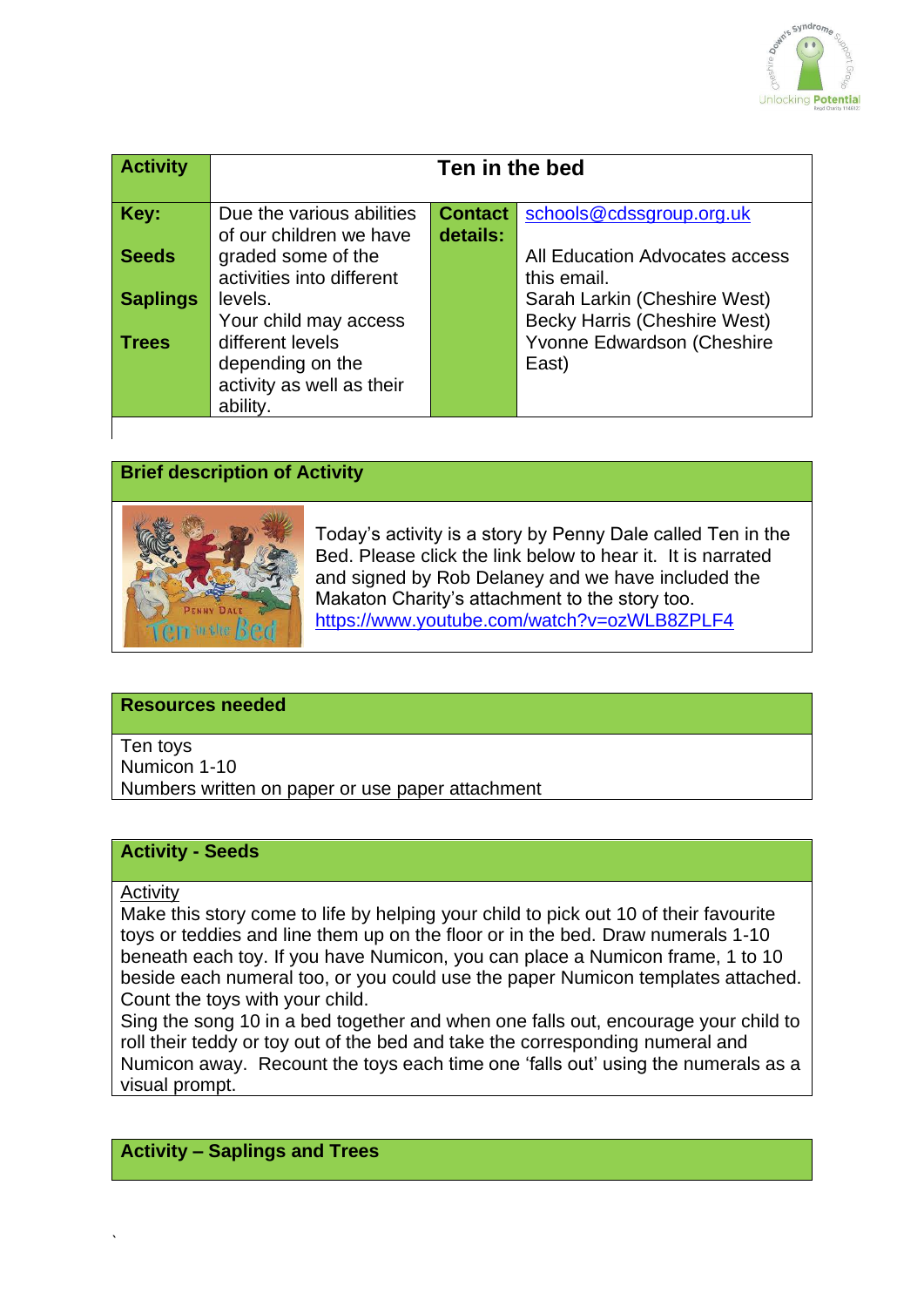| Activity | Ten in the bed | | |
|---|---|---|---|
| **Key:**<br><br>**Seeds**<br><br>**Saplings**<br><br>**Trees** | Due the various abilities of our children we have graded some of the activities into different levels.<br>Your child may access different levels depending on the activity as well as their ability. | **Contact details:** | schools@cdssgroup.org.uk<br><br>All Education Advocates access this email.<br>Sarah Larkin (Cheshire West)<br>Becky Harris (Cheshire West)<br>Yvonne Edwardson (Cheshire East) |

## Brief description of Activity

Today's activity is a story by Penny Dale called Ten in the Bed. Please click the link below to hear it. It is narrated and signed by Rob Delaney and we have included the Makaton Charity's attachment to the story too.
https://www.youtube.com/watch?v=ozWLB8ZPLF4

## Resources needed

Ten toys
Numicon 1-10
Numbers written on paper or use paper attachment

## Activity - Seeds

Activity

Make this story come to life by helping your child to pick out 10 of their favourite toys or teddies and line them up on the floor or in the bed. Draw numerals 1-10 beneath each toy. If you have Numicon, you can place a Numicon frame, 1 to 10 beside each numeral too, or you could use the paper Numicon templates attached. Count the toys with your child.
Sing the song 10 in a bed together and when one falls out, encourage your child to roll their teddy or toy out of the bed and take the corresponding numeral and Numicon away. Recount the toys each time one 'falls out' using the numerals as a visual prompt.

## Activity – Saplings and Trees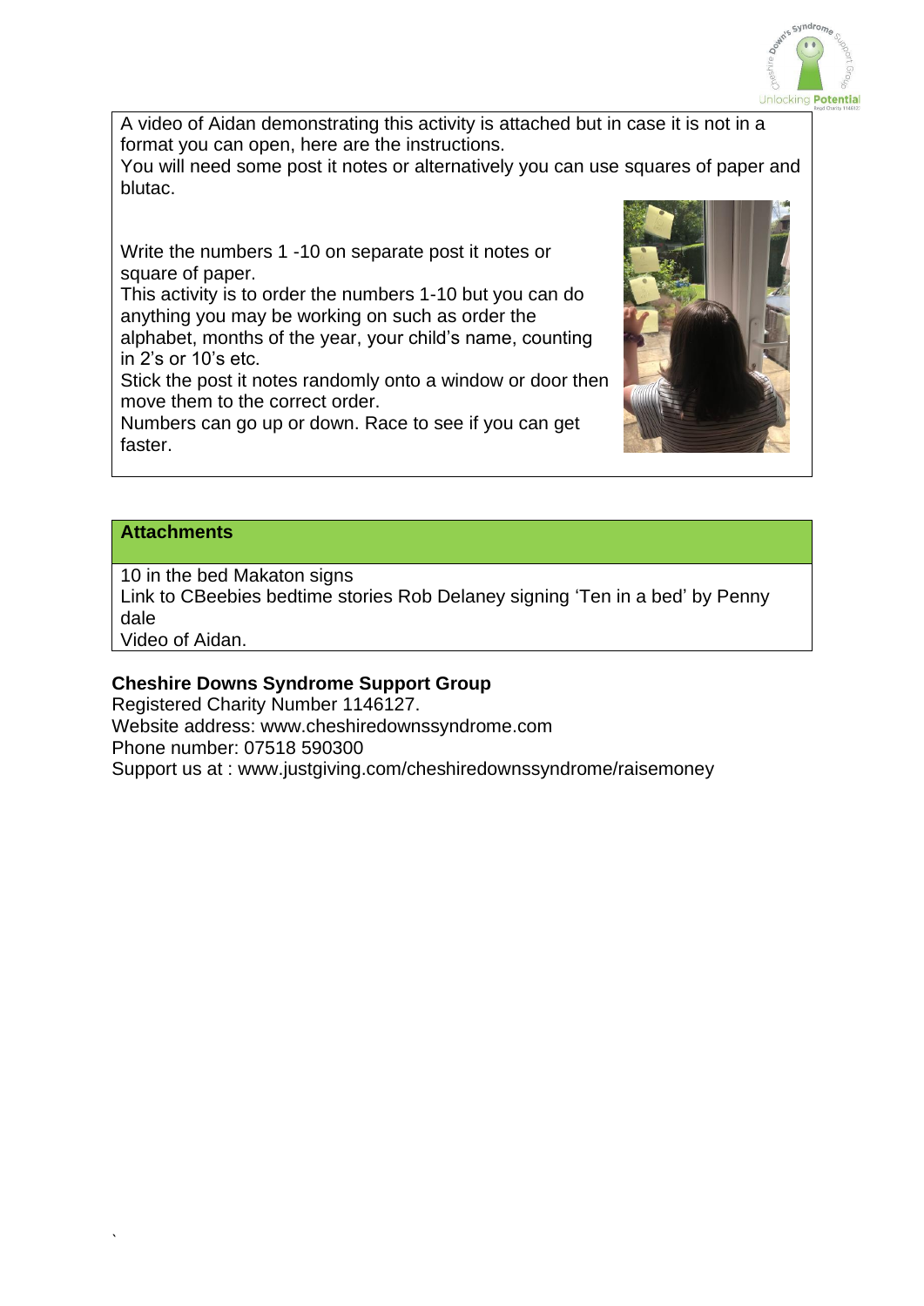A video of Aidan demonstrating this activity is attached but in case it is not in a format you can open, here are the instructions.

You will need some post it notes or alternatively you can use squares of paper and blutac.

Write the numbers 1 -10 on separate post it notes or square of paper.

This activity is to order the numbers 1-10 but you can do anything you may be working on such as order the alphabet, months of the year, your child's name, counting in 2's or 10's etc.

Stick the post it notes randomly onto a window or door then move them to the correct order.

Numbers can go up or down. Race to see if you can get faster.

## Attachments

10 in the bed Makaton signs

Link to CBeebies bedtime stories Rob Delaney signing 'Ten in a bed' by Penny dale

Video of Aidan.

**Cheshire Downs Syndrome Support Group**

Registered Charity Number 1146127.

Website address: www.cheshiredownssyndrome.com

Phone number: 07518 590300

Support us at : www.justgiving.com/cheshiredownssyndrome/raisemoney